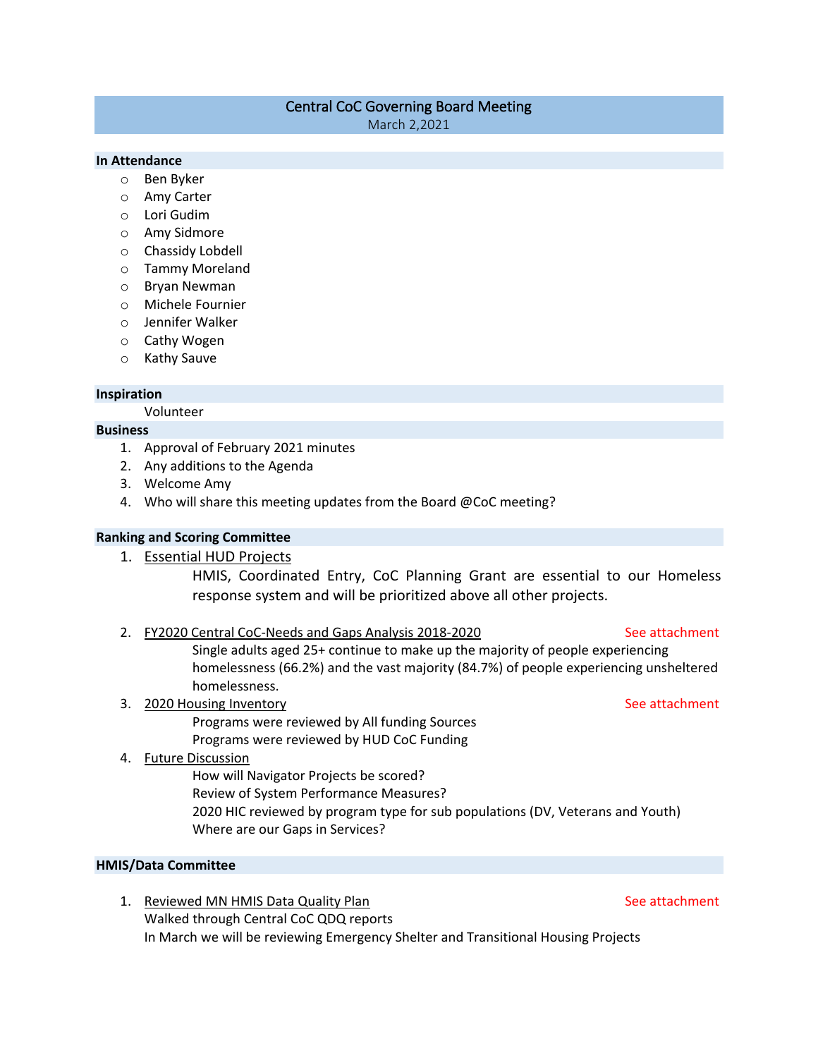# Central CoC Governing Board Meeting

March 2,2021

## In Attendance

- Ben Byker
- Amy Carter
- Lori Gudim
- Amy Sidmore
- Chassidy Lobdell
- Tammy Moreland
- Bryan Newman
- Michele Fournier
- Jennifer Walker
- Cathy Wogen
- Kathy Sauve

## Inspiration

Volunteer

## Business

1. Approval of February 2021 minutes
2. Any additions to the Agenda
3. Welcome Amy
4. Who will share this meeting updates from the Board @CoC meeting?

## Ranking and Scoring Committee

1. Essential HUD Projects

   HMIS, Coordinated Entry, CoC Planning Grant are essential to our Homeless response system and will be prioritized above all other projects.

2. FY2020 Central CoC-Needs and Gaps Analysis 2018-2020 — See attachment

   Single adults aged 25+ continue to make up the majority of people experiencing homelessness (66.2%) and the vast majority (84.7%) of people experiencing unsheltered homelessness.

3. 2020 Housing Inventory — See attachment

   Programs were reviewed by All funding Sources
   Programs were reviewed by HUD CoC Funding

4. Future Discussion

   How will Navigator Projects be scored?
   Review of System Performance Measures?
   2020 HIC reviewed by program type for sub populations (DV, Veterans and Youth)
   Where are our Gaps in Services?

## HMIS/Data Committee

1. Reviewed MN HMIS Data Quality Plan — See attachment

   Walked through Central CoC QDQ reports
   In March we will be reviewing Emergency Shelter and Transitional Housing Projects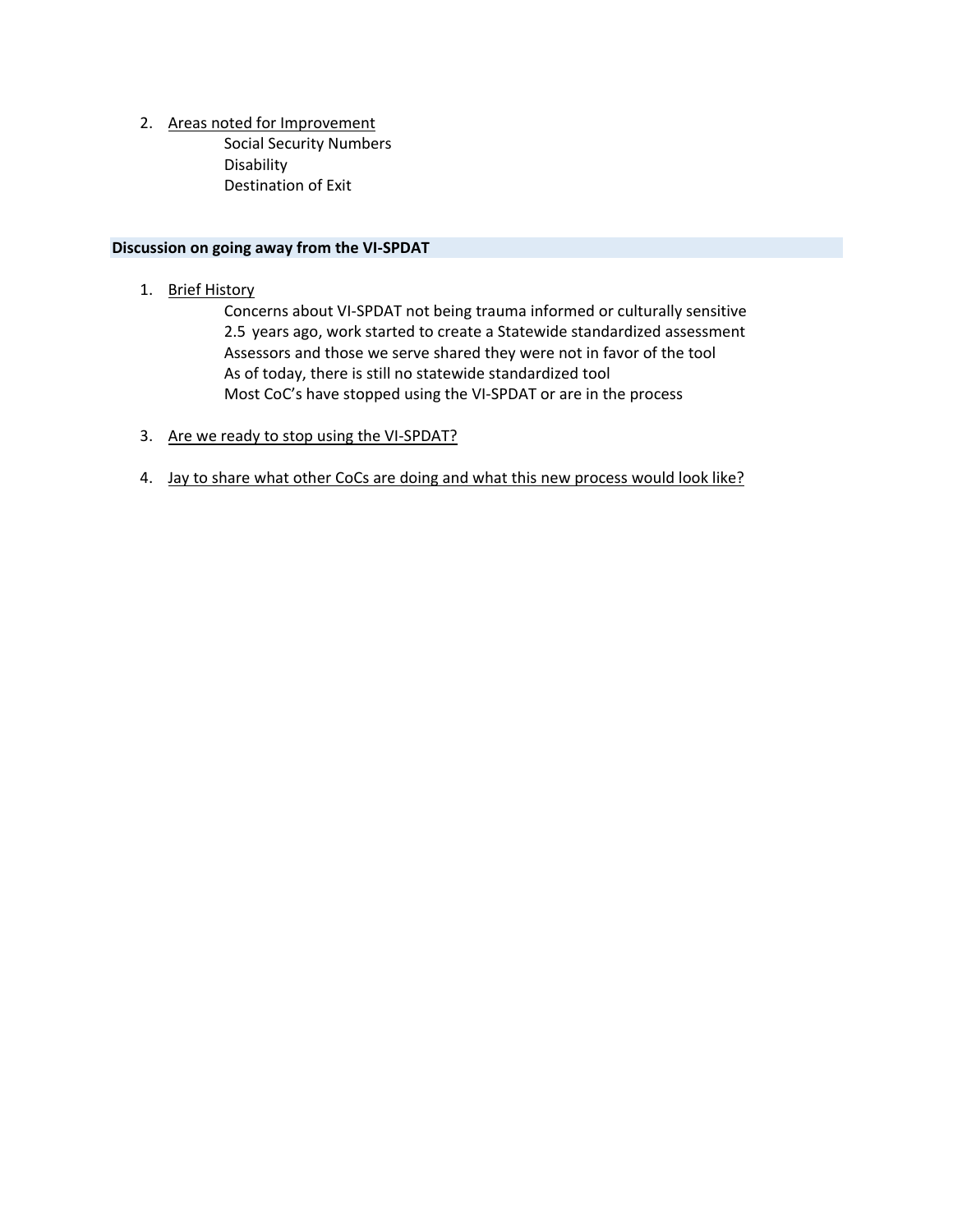2. <u>Areas noted for Improvement</u>
   - Social Security Numbers
   - Disability
   - Destination of Exit

**Discussion on going away from the VI-SPDAT**

1. <u>Brief History</u>
   - Concerns about VI-SPDAT not being trauma informed or culturally sensitive
   - 2.5 years ago, work started to create a Statewide standardized assessment
   - Assessors and those we serve shared they were not in favor of the tool
   - As of today, there is still no statewide standardized tool
   - Most CoC's have stopped using the VI-SPDAT or are in the process

3. <u>Are we ready to stop using the VI-SPDAT?</u>

4. <u>Jay to share what other CoCs are doing and what this new process would look like?</u>